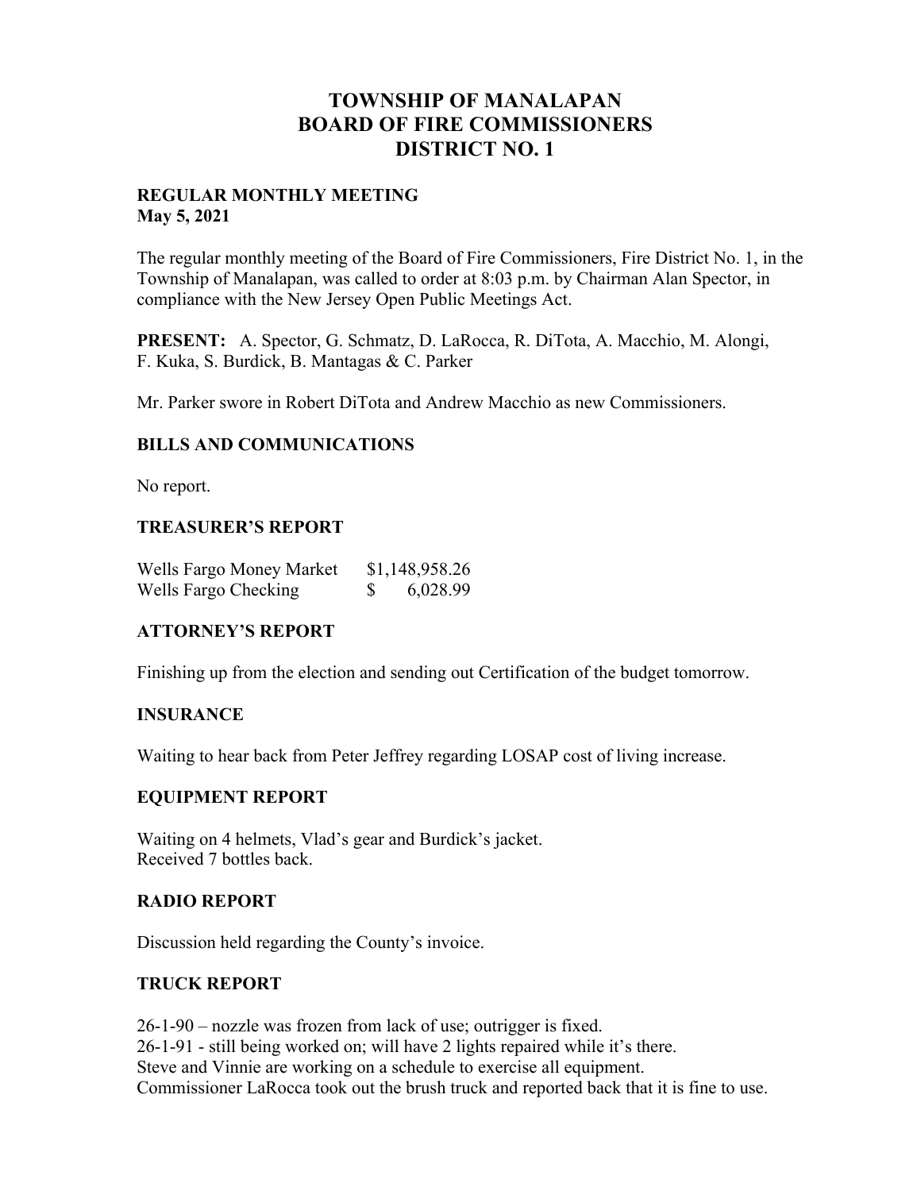# TOWNSHIP OF MANALAPAN
# BOARD OF FIRE COMMISSIONERS
# DISTRICT NO. 1

**REGULAR MONTHLY MEETING**
**May 5, 2021**

The regular monthly meeting of the Board of Fire Commissioners, Fire District No. 1, in the Township of Manalapan, was called to order at 8:03 p.m. by Chairman Alan Spector, in compliance with the New Jersey Open Public Meetings Act.

**PRESENT:** A. Spector, G. Schmatz, D. LaRocca, R. DiTota, A. Macchio, M. Alongi, F. Kuka, S. Burdick, B. Mantagas & C. Parker

Mr. Parker swore in Robert DiTota and Andrew Macchio as new Commissioners.

## BILLS AND COMMUNICATIONS

No report.

## TREASURER'S REPORT

| | |
|---|---|
| Wells Fargo Money Market | $1,148,958.26 |
| Wells Fargo Checking | $ 6,028.99 |

## ATTORNEY'S REPORT

Finishing up from the election and sending out Certification of the budget tomorrow.

## INSURANCE

Waiting to hear back from Peter Jeffrey regarding LOSAP cost of living increase.

## EQUIPMENT REPORT

Waiting on 4 helmets, Vlad's gear and Burdick's jacket.
Received 7 bottles back.

## RADIO REPORT

Discussion held regarding the County's invoice.

## TRUCK REPORT

26-1-90 – nozzle was frozen from lack of use; outrigger is fixed.
26-1-91 - still being worked on; will have 2 lights repaired while it's there.
Steve and Vinnie are working on a schedule to exercise all equipment.
Commissioner LaRocca took out the brush truck and reported back that it is fine to use.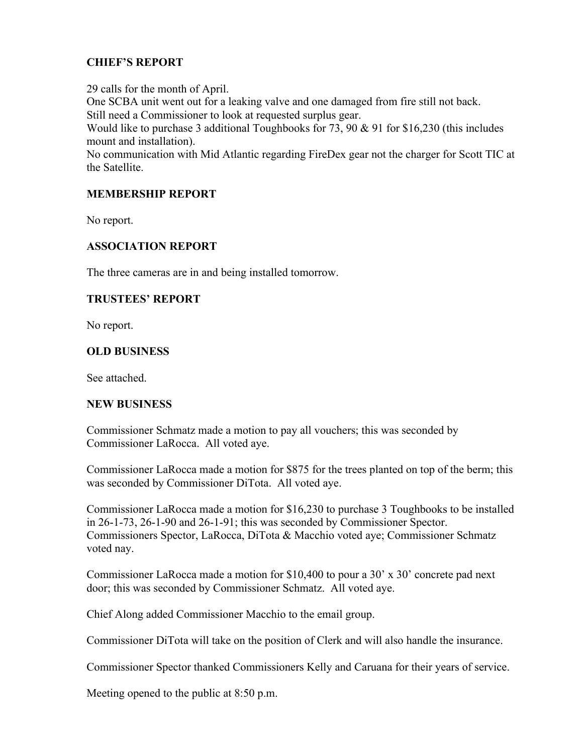## CHIEF'S REPORT

29 calls for the month of April.
One SCBA unit went out for a leaking valve and one damaged from fire still not back.
Still need a Commissioner to look at requested surplus gear.
Would like to purchase 3 additional Toughbooks for 73, 90 & 91 for $16,230 (this includes mount and installation).
No communication with Mid Atlantic regarding FireDex gear not the charger for Scott TIC at the Satellite.

## MEMBERSHIP REPORT

No report.

## ASSOCIATION REPORT

The three cameras are in and being installed tomorrow.

## TRUSTEES' REPORT

No report.

## OLD BUSINESS

See attached.

## NEW BUSINESS

Commissioner Schmatz made a motion to pay all vouchers; this was seconded by Commissioner LaRocca. All voted aye.

Commissioner LaRocca made a motion for $875 for the trees planted on top of the berm; this was seconded by Commissioner DiTota. All voted aye.

Commissioner LaRocca made a motion for $16,230 to purchase 3 Toughbooks to be installed in 26-1-73, 26-1-90 and 26-1-91; this was seconded by Commissioner Spector. Commissioners Spector, LaRocca, DiTota & Macchio voted aye; Commissioner Schmatz voted nay.

Commissioner LaRocca made a motion for $10,400 to pour a 30' x 30' concrete pad next door; this was seconded by Commissioner Schmatz. All voted aye.

Chief Along added Commissioner Macchio to the email group.

Commissioner DiTota will take on the position of Clerk and will also handle the insurance.

Commissioner Spector thanked Commissioners Kelly and Caruana for their years of service.

Meeting opened to the public at 8:50 p.m.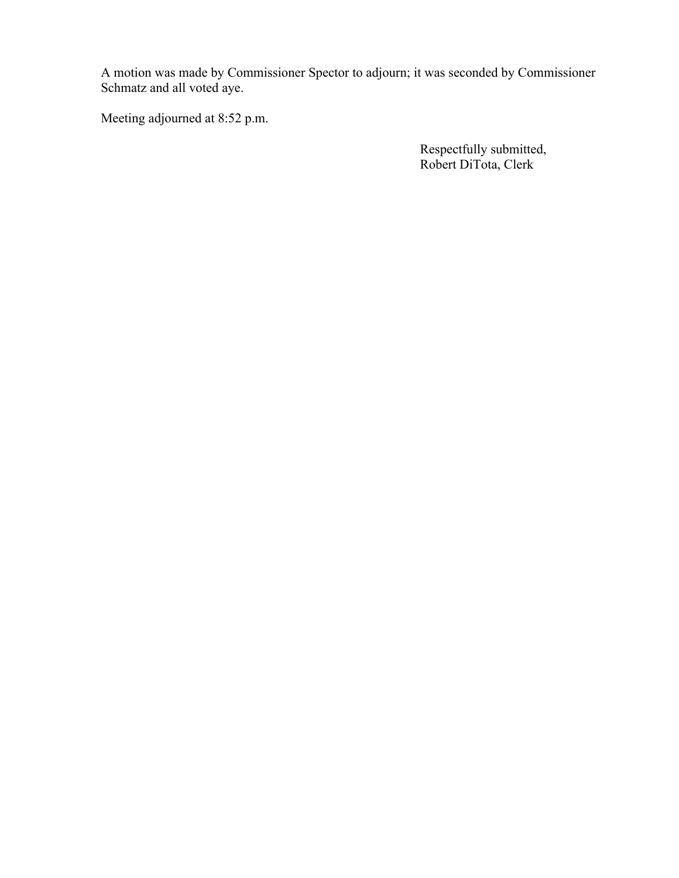A motion was made by Commissioner Spector to adjourn; it was seconded by Commissioner Schmatz and all voted aye.

Meeting adjourned at 8:52 p.m.

Respectfully submitted,
Robert DiTota, Clerk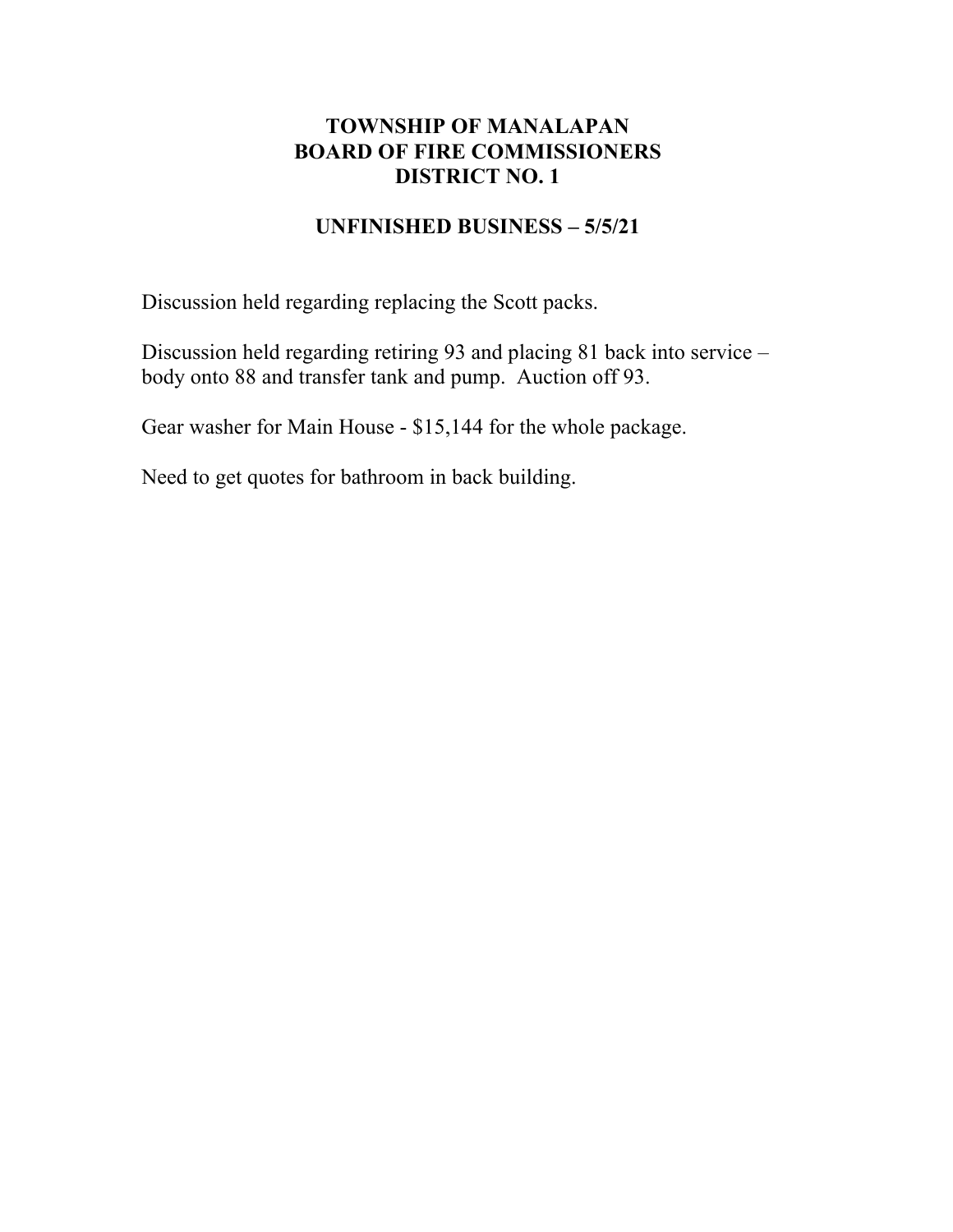# TOWNSHIP OF MANALAPAN
# BOARD OF FIRE COMMISSIONERS
# DISTRICT NO. 1

## UNFINISHED BUSINESS – 5/5/21

Discussion held regarding replacing the Scott packs.

Discussion held regarding retiring 93 and placing 81 back into service – body onto 88 and transfer tank and pump. Auction off 93.

Gear washer for Main House - $15,144 for the whole package.

Need to get quotes for bathroom in back building.